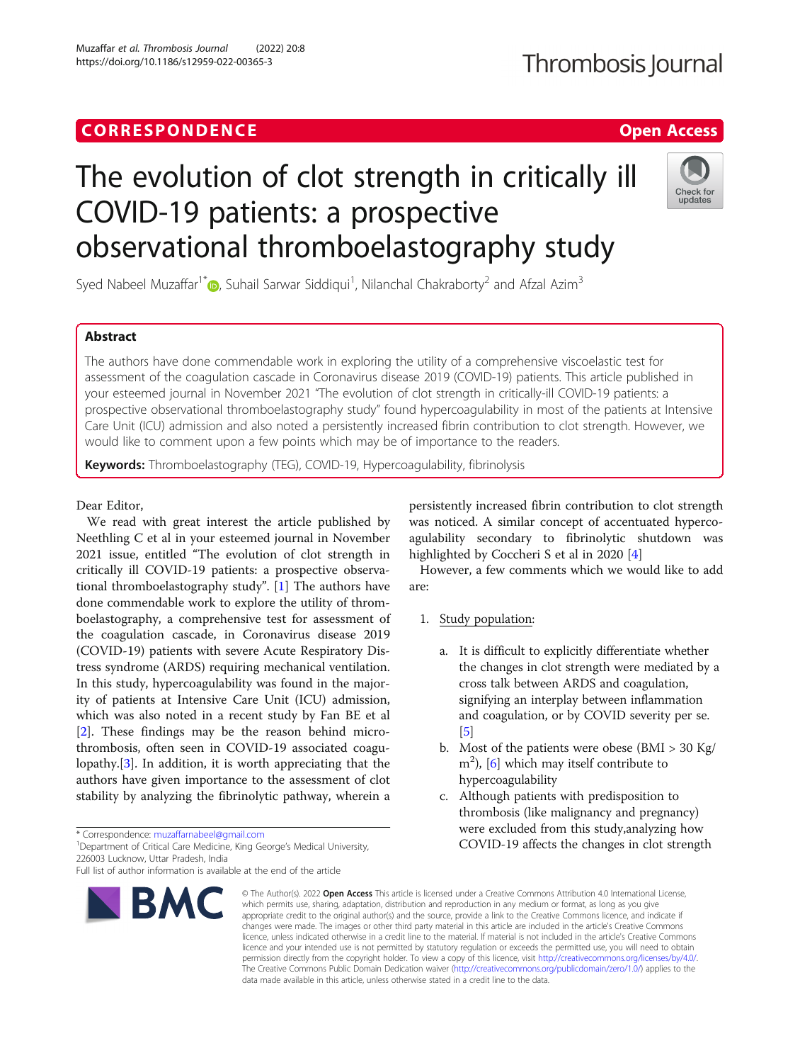CORRESPONDENCE

Open Access

# The evolution of clot strength in critically ill COVID-19 patients: a prospective observational thromboelastography study

Syed Nabeel Muzaffar[1*], Suhail Sarwar Siddiqui[1], Nilanchal Chakraborty[2] and Afzal Azim[3]

## Abstract

The authors have done commendable work in exploring the utility of a comprehensive viscoelastic test for assessment of the coagulation cascade in Coronavirus disease 2019 (COVID-19) patients. This article published in your esteemed journal in November 2021 "The evolution of clot strength in critically-ill COVID-19 patients: a prospective observational thromboelastography study" found hypercoagulability in most of the patients at Intensive Care Unit (ICU) admission and also noted a persistently increased fibrin contribution to clot strength. However, we would like to comment upon a few points which may be of importance to the readers.

**Keywords:** Thromboelastography (TEG), COVID-19, Hypercoagulability, fibrinolysis

Dear Editor,

We read with great interest the article published by Neethling C et al in your esteemed journal in November 2021 issue, entitled "The evolution of clot strength in critically ill COVID-19 patients: a prospective observational thromboelastography study". [1] The authors have done commendable work to explore the utility of thromboelastography, a comprehensive test for assessment of the coagulation cascade, in Coronavirus disease 2019 (COVID-19) patients with severe Acute Respiratory Distress syndrome (ARDS) requiring mechanical ventilation. In this study, hypercoagulability was found in the majority of patients at Intensive Care Unit (ICU) admission, which was also noted in a recent study by Fan BE et al [2]. These findings may be the reason behind microthrombosis, often seen in COVID-19 associated coagulopathy.[3]. In addition, it is worth appreciating that the authors have given importance to the assessment of clot stability by analyzing the fibrinolytic pathway, wherein a persistently increased fibrin contribution to clot strength was noticed. A similar concept of accentuated hypercoagulability secondary to fibrinolytic shutdown was highlighted by Coccheri S et al in 2020 [4]

However, a few comments which we would like to add are:

1. Study population:
   a. It is difficult to explicitly differentiate whether the changes in clot strength were mediated by a cross talk between ARDS and coagulation, signifying an interplay between inflammation and coagulation, or by COVID severity per se. [5]
   b. Most of the patients were obese (BMI > 30 Kg/$m^2$), [6] which may itself contribute to hypercoagulability
   c. Although patients with predisposition to thrombosis (like malignancy and pregnancy) were excluded from this study,analyzing how COVID-19 affects the changes in clot strength

\* Correspondence: muzaffarnabeel@gmail.com
[1]Department of Critical Care Medicine, King George's Medical University, 226003 Lucknow, Uttar Pradesh, India
Full list of author information is available at the end of the article

© The Author(s). 2022 **Open Access** This article is licensed under a Creative Commons Attribution 4.0 International License, which permits use, sharing, adaptation, distribution and reproduction in any medium or format, as long as you give appropriate credit to the original author(s) and the source, provide a link to the Creative Commons licence, and indicate if changes were made. The images or other third party material in this article are included in the article's Creative Commons licence, unless indicated otherwise in a credit line to the material. If material is not included in the article's Creative Commons licence and your intended use is not permitted by statutory regulation or exceeds the permitted use, you will need to obtain permission directly from the copyright holder. To view a copy of this licence, visit http://creativecommons.org/licenses/by/4.0/. The Creative Commons Public Domain Dedication waiver (http://creativecommons.org/publicdomain/zero/1.0/) applies to the data made available in this article, unless otherwise stated in a credit line to the data.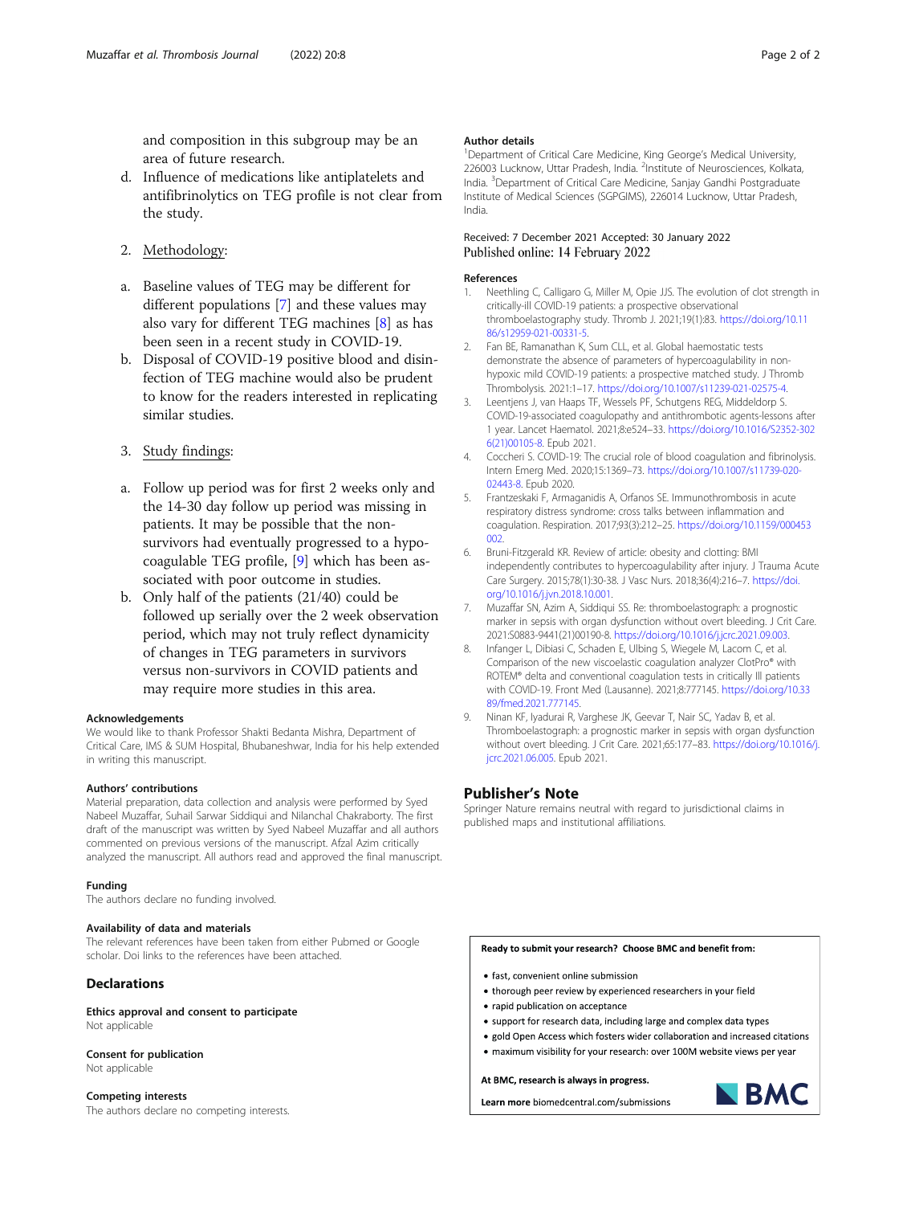and composition in this subgroup may be an area of future research.

d. Influence of medications like antiplatelets and antifibrinolytics on TEG profile is not clear from the study.

2. Methodology:

a. Baseline values of TEG may be different for different populations [7] and these values may also vary for different TEG machines [8] as has been seen in a recent study in COVID-19.

b. Disposal of COVID-19 positive blood and disinfection of TEG machine would also be prudent to know for the readers interested in replicating similar studies.

3. Study findings:

a. Follow up period was for first 2 weeks only and the 14-30 day follow up period was missing in patients. It may be possible that the non-survivors had eventually progressed to a hypocoagulable TEG profile, [9] which has been associated with poor outcome in studies.

b. Only half of the patients (21/40) could be followed up serially over the 2 week observation period, which may not truly reflect dynamicity of changes in TEG parameters in survivors versus non-survivors in COVID patients and may require more studies in this area.

### Acknowledgements

We would like to thank Professor Shakti Bedanta Mishra, Department of Critical Care, IMS & SUM Hospital, Bhubaneshwar, India for his help extended in writing this manuscript.

### Authors' contributions

Material preparation, data collection and analysis were performed by Syed Nabeel Muzaffar, Suhail Sarwar Siddiqui and Nilanchal Chakraborty. The first draft of the manuscript was written by Syed Nabeel Muzaffar and all authors commented on previous versions of the manuscript. Afzal Azim critically analyzed the manuscript. All authors read and approved the final manuscript.

### Funding

The authors declare no funding involved.

### Availability of data and materials

The relevant references have been taken from either Pubmed or Google scholar. Doi links to the references have been attached.

## Declarations

### Ethics approval and consent to participate

Not applicable

### Consent for publication

Not applicable

### Competing interests

The authors declare no competing interests.

### Author details

[1]Department of Critical Care Medicine, King George's Medical University, 226003 Lucknow, Uttar Pradesh, India. [2]Institute of Neurosciences, Kolkata, India. [3]Department of Critical Care Medicine, Sanjay Gandhi Postgraduate Institute of Medical Sciences (SGPGIMS), 226014 Lucknow, Uttar Pradesh, India.

Received: 7 December 2021 Accepted: 30 January 2022
Published online: 14 February 2022

### References

1. Neethling C, Calligaro G, Miller M, Opie JJS. The evolution of clot strength in critically-ill COVID-19 patients: a prospective observational thromboelastography study. Thromb J. 2021;19(1):83. https://doi.org/10.1186/s12959-021-00331-5.
2. Fan BE, Ramanathan K, Sum CLL, et al. Global haemostatic tests demonstrate the absence of parameters of hypercoagulability in non-hypoxic mild COVID-19 patients: a prospective matched study. J Thromb Thrombolysis. 2021:1–17. https://doi.org/10.1007/s11239-021-02575-4.
3. Leentjens J, van Haaps TF, Wessels PF, Schutgens REG, Middeldorp S. COVID-19-associated coagulopathy and antithrombotic agents-lessons after 1 year. Lancet Haematol. 2021;8:e524–33. https://doi.org/10.1016/S2352-3026(21)00105-8. Epub 2021.
4. Coccheri S. COVID-19: The crucial role of blood coagulation and fibrinolysis. Intern Emerg Med. 2020;15:1369–73. https://doi.org/10.1007/s11739-020-02443-8. Epub 2020.
5. Frantzeskaki F, Armaganidis A, Orfanos SE. Immunothrombosis in acute respiratory distress syndrome: cross talks between inflammation and coagulation. Respiration. 2017;93(3):212–25. https://doi.org/10.1159/000453002.
6. Bruni-Fitzgerald KR. Review of article: obesity and clotting: BMI independently contributes to hypercoagulability after injury. J Trauma Acute Care Surgery. 2015;78(1):30-38. J Vasc Nurs. 2018;36(4):216–7. https://doi.org/10.1016/j.jvn.2018.10.001.
7. Muzaffar SN, Azim A, Siddiqui SS. Re: thromboelastograph: a prognostic marker in sepsis with organ dysfunction without overt bleeding. J Crit Care. 2021:S0883-9441(21)00190-8. https://doi.org/10.1016/j.jcrc.2021.09.003.
8. Infanger L, Dibiasi C, Schaden E, Ulbing S, Wiegele M, Lacom C, et al. Comparison of the new viscoelastic coagulation analyzer ClotPro® with ROTEM® delta and conventional coagulation tests in critically Ill patients with COVID-19. Front Med (Lausanne). 2021;8:777145. https://doi.org/10.3389/fmed.2021.777145.
9. Ninan KF, Iyadurai R, Varghese JK, Geevar T, Nair SC, Yadav B, et al. Thromboelastograph: a prognostic marker in sepsis with organ dysfunction without overt bleeding. J Crit Care. 2021;65:177–83. https://doi.org/10.1016/j.jcrc.2021.06.005. Epub 2021.

## Publisher's Note

Springer Nature remains neutral with regard to jurisdictional claims in published maps and institutional affiliations.

**Ready to submit your research? Choose BMC and benefit from:**

- fast, convenient online submission
- thorough peer review by experienced researchers in your field
- rapid publication on acceptance
- support for research data, including large and complex data types
- gold Open Access which fosters wider collaboration and increased citations
- maximum visibility for your research: over 100M website views per year

**At BMC, research is always in progress.**

**Learn more** biomedcentral.com/submissions